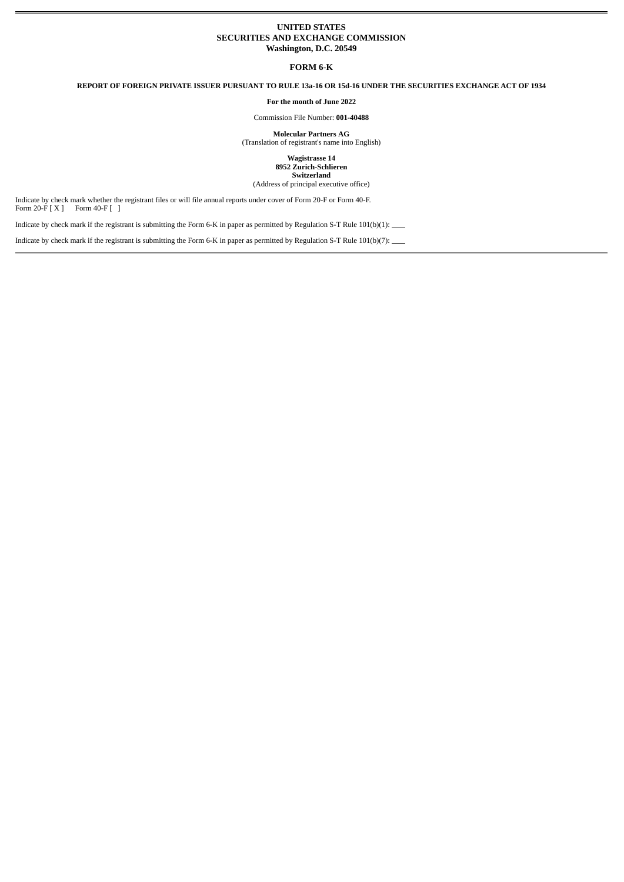**UNITED STATES**
**SECURITIES AND EXCHANGE COMMISSION**
**Washington, D.C. 20549**

# FORM 6-K

**REPORT OF FOREIGN PRIVATE ISSUER PURSUANT TO RULE 13a-16 OR 15d-16 UNDER THE SECURITIES EXCHANGE ACT OF 1934**

**For the month of June 2022**

Commission File Number: **001-40488**

**Molecular Partners AG**
(Translation of registrant's name into English)

**Wagistrasse 14**
**8952 Zurich-Schlieren**
**Switzerland**
(Address of principal executive office)

Indicate by check mark whether the registrant files or will file annual reports under cover of Form 20-F or Form 40-F.
Form 20-F [ X ]     Form 40-F [   ]

Indicate by check mark if the registrant is submitting the Form 6-K in paper as permitted by Regulation S-T Rule 101(b)(1): ____

Indicate by check mark if the registrant is submitting the Form 6-K in paper as permitted by Regulation S-T Rule 101(b)(7): ____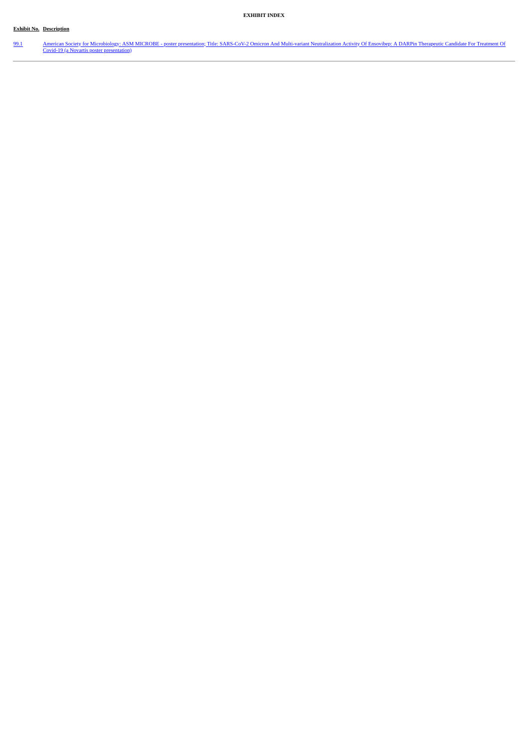**EXHIBIT INDEX**

| Exhibit No. | Description |
|---|---|
| 99.1 | American Society for Microbiology: ASM MICROBE - poster presentation; Title: SARS-CoV-2 Omicron And Multi-variant Neutralization Activity Of Ensovibep: A DARPin Therapeutic Candidate For Treatment Of Covid-19 (a Novartis poster presentation) |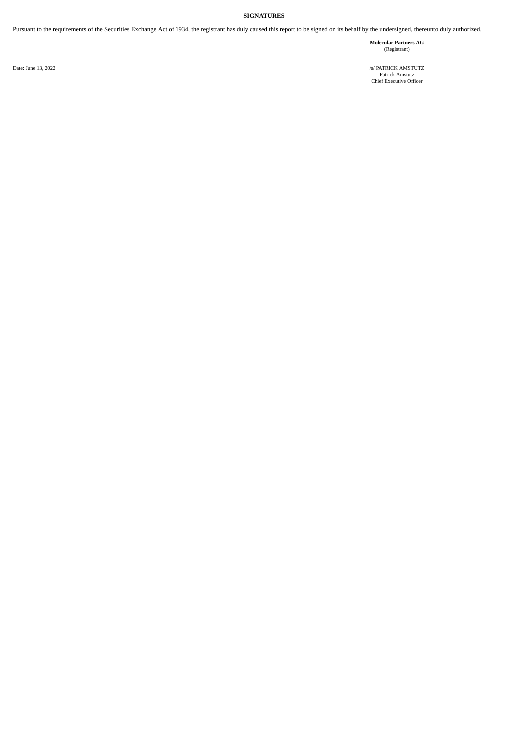**SIGNATURES**

Pursuant to the requirements of the Securities Exchange Act of 1934, the registrant has duly caused this report to be signed on its behalf by the undersigned, thereunto duly authorized.

**Molecular Partners AG**
(Registrant)

Date: June 13, 2022

/s/ PATRICK AMSTUTZ
Patrick Amstutz
Chief Executive Officer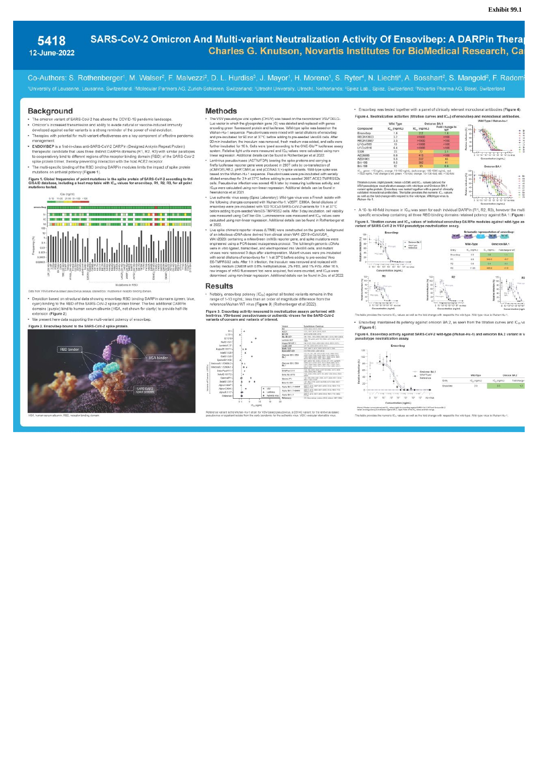Exhibit 99.1

**5418**
**12-June-2022**

# SARS-CoV-2 Omicron And Multi-variant Neutralization Activity Of Ensovibep: A DARPin Thera

## Charles G. Knutson, Novartis Institutes for BioMedical Research, Ca

Co-Authors: S. Rothenberger[1], M. Walser[2], F. Malvezzi[2], D. L. Hurdiss[3], J. Mayor[1], H. Moreno[1], S. Ryter[4], N. Liechti[4], A. Bosshart[2], S. Mangold[2], F. Radom

[1]University of Lausanne, Lausanne, Switzerland; [2]Molecular Partners AG, Zurich-Schlieren, Switzerland; [3]Utrecht University, Utrecht, Netherlands; [4]Spiez Lab., Spiez, Switzerland; [5]Novartis Pharma AG, Basel, Switzerland

## Background

- The omicron variant of SARS-CoV-2 has altered the COVID-19 pandemic landscape.
- Omicron's increased transmission and ability to evade natural or vaccine-induced immunity developed against earlier variants is a strong reminder of the power of viral evolution.
- Therapies with potential for multi-variant effectiveness are a key component of effective pandemic management.
- **ENSOVIBEP** is a first-in-class anti-SARS-CoV-2 DARPin (Designed Ankyrin Repeat Protein) therapeutic candidate that uses three distinct DARPin domains (R1, R2, R3) with similar paratopes to cooperatively bind to different regions of the receptor binding domain (RBD) of the SARS-CoV-2 spike protein trimer, thereby preventing interaction with the host ACE2 receptor.
- The multi-specific binding of the RBD binding DARPin modules limits the impact of spike protein mutations on antiviral potency (Figure 1).

**Figure 1. Global frequencies of point mutations in the spike protein of SARS-CoV-2 according to the GISAID database, including a heat map table with $IC_{50}$ values for ensovibep, R1, R2, R3, for all point mutations tested.**

Data from VSV/Lentivirus-based pseudovirus assays; dashed box: mutations in receptor binding domain

- Depiction based on structural data showing ensovibep RBD binding DARPin domains (green, blue, cyan) binding to the RBD of the SARS-CoV-2 spike protein trimer. The two additional DARPin domains (purple) bind to human serum albumin (HSA, not shown for clarity) to provide half-life extension (Figure 2).
- We present here data supporting the multi-variant potency of ensovibep.

**Figure 2. Ensovibep bound to the SARS-CoV-2 spike protein.**

RBD binder
HSA binder
SARS-CoV-2 spike protein

HSA, human serum albumin; RBD, receptor binding domain

## Methods

- The VSV pseudotype viral system (CHUV) was based on the recombinant VSV*ΔG-Luc vector in which the glycoprotein gene (G) was deleted and replaced with genes encoding green fluorescent protein and luciferase. Wild-type spike was based on the Wuhan-Hu-1 sequence. Pseudoviruses were mixed with serial dilutions of ensovibep and pre-incubated for 90 min at 37°C before adding to pre-seeded VeroE6 cells. After 90 min incubation, the inoculum was removed. Fresh medium was added, and cells were further incubated for 16 h. Cells were lysed according to the ONE-Glo™ luciferase assay system. Relative light units were measured and $IC_{50}$ values were calculated using non-linear regression. Additional details can be found in Rothenberger et al 2022.
- Lentivirus pseudoviruses (ACTIVFDA) bearing the spike proteins and carrying a firefly luciferase reporter gene were produced in 293T cells by co-transfection of pCMVDeltaR8.2, pHR'CMVLuc and pcDNA3.1(+)-spike variants. Wild-type spike was based on the Wuhan-Hu-1 sequence. Pseudoviruses were pre-incubated with serially diluted ensovibep for 2 h at 37°C before adding to pre-seeded 293T-ACE2.TMPRSS2s cells. Pseudovirus infection was scored 48 h later by measuring luciferase activity, and $IC_{50}$ were calculated using non-linear regression. Additional details can be found in Neerukonda et al 2021.
- Live authentic virus assay (Spiez Laboratory): Wild-type virus was a French isolate with the following changes compared with Wuhan-Hu-1: V367F, E990A. Serial dilutions of ensovibep were pre-incubated with TCID50 SARS-CoV-2 variants for 1 h at 37°C before adding to pre-seeded VeroE6-TMPRSS2 cells. After 3 day incubation, cell viability was measured using CellTiter-Glo. Luminescence was measured and $IC_{50}$ values were calculated using non-linear regression. Additional details can be found in Rothenberger et al 2022.
- Live spike chimeric reporter viruses (UTMB) were constructed on the genetic background of an infectious cDNA clone derived from clinical strain WA1 (2019-nCoV/USA_WA1/2020) containing a mNeonGreen (mNG) reporter gene, and spike mutations were engineered using a PCR-based mutagenesis protocol. The full-length genomic cDNAs were in vitro ligated, transcribed, and electroporated into VeroE6 cells, and mutant viruses were recovered 3 days after electroporation. Mutant viruses were pre-incubated with serial dilutions of ensovibep for 1 h at 37°C before adding to pre-seeded Vero E6-TMPRSS2 cells. After 1 h infection, the inoculum was removed and replaced with overlay medium (DMEM with 0.8% methylcellulose, 2% FBS, and 1% P/S). After 16 h, raw images of mNG fluorescent foci were acquired, foci were counted, and $IC_{50}$s were determined using non-linear regression. Additional details can be found in Zou et al 2022.

## Results

- Notably, ensovibep potency ($IC_{50}$) against all tested variants remains in the range of 1-10 ng/mL, less than an order of magnitude difference from the reference/Wuhan WT virus (Figure 3) (Rothenberger et al 2022).

**Figure 3. Ensovibep activity measured in neutralization assays performed with lentivirus, VSV-based pseudoviruses or authentic viruses for the SARS-CoV-2 variants of concerns and variants of interest.**

Reference variant is the Wuhan-Hu-1 strain for VSV-based pseudovirus, a D614G variant for the lentivirus-based pseudovirus or a patient isolate from the early pandemic for the authentic virus. VSV, vesicular stomatitis virus.

- Ensovibep was tested together with a panel of clinically relevant monoclonal antibodies (Figure 4).

**Figure 4. Neutralization activities (titration curves and $IC_{50}$) of ensovibep and monoclonal antibodies.**

| Compound | Wild Type $IC_{50}$ (ng/mL) | Omicron BA.1 $IC_{50}$ (ng/mL) | Omicron BA.1 Fold change to WT |
|---|---|---|---|
| Ensovibep | 1.6 | 2.2 | 1.4 |
| REGN10933 | 3.7 | >1000 | >100 |
| REGN10987 | 3.3 | >1000 | >100 |
| LY-CoV555 | 10 | >1000 | >100 |
| LY-CoV016 | 6.4 | >1000 | >100 |
| S309 | 23 | 72 | 3.1 |
| AZD8895 | 0.8 | 415 | >100 |
| AZD1061 | 5.5 | 207 | 40 |
| Brii-196 | 9.5 | 392 | 41 |
| Brii-198 | 52 | 30 | 0.6 |

$IC_{50}$: green: <10 ng/mL, orange: 10-100 ng/mL, dark orange: 100-1000 ng/mL, red: >1000 ng/mL. Fold change to wt: green: <10-fold, orange: 10-100-fold, red: >100-fold

Titration curves (right panels): mean ±SEM and $IC_{50}$ values (above) for VSV-pseudotype neutralization assays with wild-type and Omicron BA.1 variant spike protein. Ensovibep was tested together with a panel of clinically validated monoclonal antibodies. The table provides the numeric $IC_{50}$ values as well as the fold change with respect to the wild-type. Wild-type virus is Wuhan-Hu-1.

- A 10- to 40-fold increase in $IC_{50}$ was seen for each individual DARPin (R1, R2, R3), however the multi specific ensovibep containing all three RBD binding domains retained potency against BA.1 (Figure

**Figure 5. Titration curves and $IC_{50}$ values of individual ensovibep DARPin modules against wild-type an variant of SARS-CoV-2 in VSV-pseudotype neutralization assay.**

| Entity | Wild-Type $IC_{50}$ (ng/mL) | Omicron BA.1 $IC_{50}$ (ng/mL) | Omicron BA.1 Fold change to WT |
|---|---|---|---|
| Ensovibep | 2.3 | 2.6 | 1.1 |
| R1 | 5.0 | 200.5 | 40.7 |
| R2 | 0.8 | 2.4 | 3.1 |
| R3 | 11.68 | 489.8 | 41.9 |

The table provides the numeric $IC_{50}$ values as well as the fold change with respect to the wild-type. Wild-type virus is Wuhan-Hu-1.

- Ensovibep maintained its potency against omicron BA.2, as seen from the titration curves and $IC_{50}$ va (Figure 6).

**Figure 6. Ensovibep activity against SARS-CoV-2 wild-type (Wuhan-Hu-1) and omicron BA.2 variant in V pseudotype neutralization assay.**

| Entity | Wild-type $IC_{50}$ (ng/mL) | Omicron BA.2 $IC_{50}$ (ng/mL) | Omicron BA.2 Fold change |
|---|---|---|---|
| Ensovibep | 2.5 | 3.3 | 1.2 |

The table provides the numeric $IC_{50}$ values as well as the fold change with respect to the wild-type. Wild-type virus is Wuhan-Hu-1.